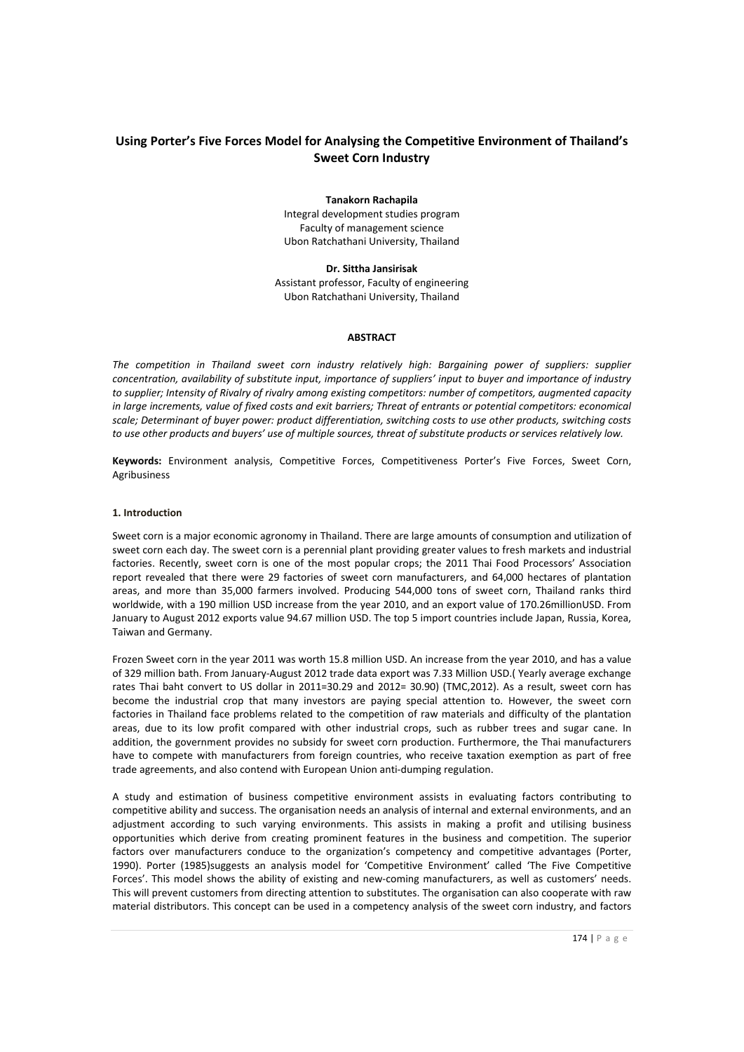# Using Porter's Five Forces Model for Analysing the Competitive Environment of Thailand's Sweet Corn Industry

**Tanakorn Rachapila**
Integral development studies program
Faculty of management science
Ubon Ratchathani University, Thailand

**Dr. Sittha Jansirisak**
Assistant professor, Faculty of engineering
Ubon Ratchathani University, Thailand

**ABSTRACT**

*The competition in Thailand sweet corn industry relatively high: Bargaining power of suppliers: supplier concentration, availability of substitute input, importance of suppliers' input to buyer and importance of industry to supplier; Intensity of Rivalry of rivalry among existing competitors: number of competitors, augmented capacity in large increments, value of fixed costs and exit barriers; Threat of entrants or potential competitors: economical scale; Determinant of buyer power: product differentiation, switching costs to use other products, switching costs to use other products and buyers' use of multiple sources, threat of substitute products or services relatively low.*

**Keywords:** Environment analysis, Competitive Forces, Competitiveness Porter's Five Forces, Sweet Corn, Agribusiness

## 1. Introduction

Sweet corn is a major economic agronomy in Thailand. There are large amounts of consumption and utilization of sweet corn each day. The sweet corn is a perennial plant providing greater values to fresh markets and industrial factories. Recently, sweet corn is one of the most popular crops; the 2011 Thai Food Processors' Association report revealed that there were 29 factories of sweet corn manufacturers, and 64,000 hectares of plantation areas, and more than 35,000 farmers involved. Producing 544,000 tons of sweet corn, Thailand ranks third worldwide, with a 190 million USD increase from the year 2010, and an export value of 170.26millionUSD. From January to August 2012 exports value 94.67 million USD. The top 5 import countries include Japan, Russia, Korea, Taiwan and Germany.

Frozen Sweet corn in the year 2011 was worth 15.8 million USD. An increase from the year 2010, and has a value of 329 million bath. From January-August 2012 trade data export was 7.33 Million USD.( Yearly average exchange rates Thai baht convert to US dollar in 2011=30.29 and 2012= 30.90) (TMC,2012). As a result, sweet corn has become the industrial crop that many investors are paying special attention to. However, the sweet corn factories in Thailand face problems related to the competition of raw materials and difficulty of the plantation areas, due to its low profit compared with other industrial crops, such as rubber trees and sugar cane. In addition, the government provides no subsidy for sweet corn production. Furthermore, the Thai manufacturers have to compete with manufacturers from foreign countries, who receive taxation exemption as part of free trade agreements, and also contend with European Union anti-dumping regulation.

A study and estimation of business competitive environment assists in evaluating factors contributing to competitive ability and success. The organisation needs an analysis of internal and external environments, and an adjustment according to such varying environments. This assists in making a profit and utilising business opportunities which derive from creating prominent features in the business and competition. The superior factors over manufacturers conduce to the organization's competency and competitive advantages (Porter, 1990). Porter (1985)suggests an analysis model for 'Competitive Environment' called 'The Five Competitive Forces'. This model shows the ability of existing and new-coming manufacturers, as well as customers' needs. This will prevent customers from directing attention to substitutes. The organisation can also cooperate with raw material distributors. This concept can be used in a competency analysis of the sweet corn industry, and factors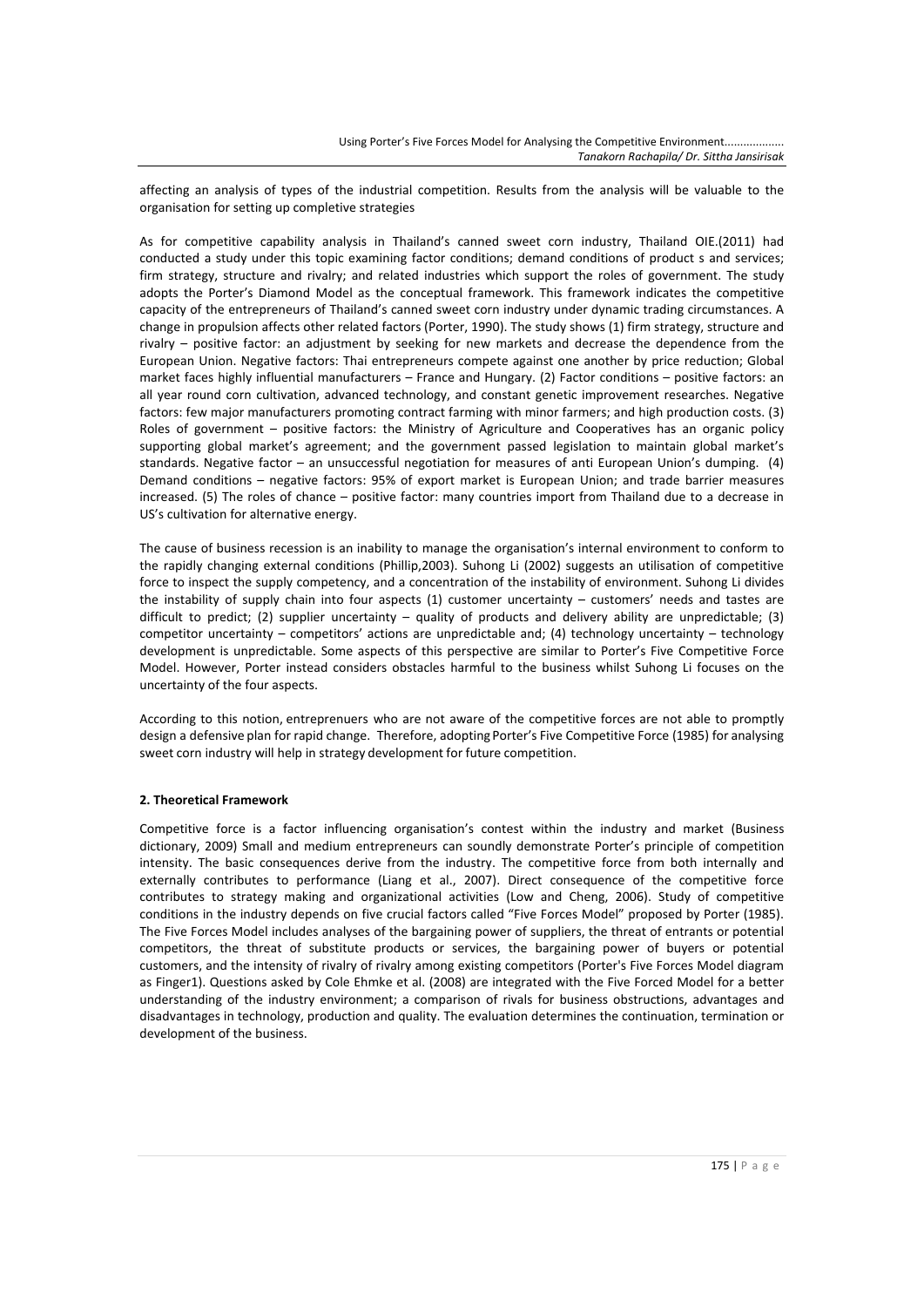affecting an analysis of types of the industrial competition. Results from the analysis will be valuable to the organisation for setting up completive strategies

As for competitive capability analysis in Thailand's canned sweet corn industry, Thailand OIE.(2011) had conducted a study under this topic examining factor conditions; demand conditions of product s and services; firm strategy, structure and rivalry; and related industries which support the roles of government. The study adopts the Porter's Diamond Model as the conceptual framework. This framework indicates the competitive capacity of the entrepreneurs of Thailand's canned sweet corn industry under dynamic trading circumstances. A change in propulsion affects other related factors (Porter, 1990). The study shows (1) firm strategy, structure and rivalry – positive factor: an adjustment by seeking for new markets and decrease the dependence from the European Union. Negative factors: Thai entrepreneurs compete against one another by price reduction; Global market faces highly influential manufacturers – France and Hungary. (2) Factor conditions – positive factors: an all year round corn cultivation, advanced technology, and constant genetic improvement researches. Negative factors: few major manufacturers promoting contract farming with minor farmers; and high production costs. (3) Roles of government – positive factors: the Ministry of Agriculture and Cooperatives has an organic policy supporting global market's agreement; and the government passed legislation to maintain global market's standards. Negative factor – an unsuccessful negotiation for measures of anti European Union's dumping. (4) Demand conditions – negative factors: 95% of export market is European Union; and trade barrier measures increased. (5) The roles of chance – positive factor: many countries import from Thailand due to a decrease in US's cultivation for alternative energy.

The cause of business recession is an inability to manage the organisation's internal environment to conform to the rapidly changing external conditions (Phillip,2003). Suhong Li (2002) suggests an utilisation of competitive force to inspect the supply competency, and a concentration of the instability of environment. Suhong Li divides the instability of supply chain into four aspects (1) customer uncertainty – customers' needs and tastes are difficult to predict; (2) supplier uncertainty – quality of products and delivery ability are unpredictable; (3) competitor uncertainty – competitors' actions are unpredictable and; (4) technology uncertainty – technology development is unpredictable. Some aspects of this perspective are similar to Porter's Five Competitive Force Model. However, Porter instead considers obstacles harmful to the business whilst Suhong Li focuses on the uncertainty of the four aspects.

According to this notion, entreprenuers who are not aware of the competitive forces are not able to promptly design a defensive plan for rapid change. Therefore, adopting Porter's Five Competitive Force (1985) for analysing sweet corn industry will help in strategy development for future competition.

**2. Theoretical Framework**

Competitive force is a factor influencing organisation's contest within the industry and market (Business dictionary, 2009) Small and medium entrepreneurs can soundly demonstrate Porter's principle of competition intensity. The basic consequences derive from the industry. The competitive force from both internally and externally contributes to performance (Liang et al., 2007). Direct consequence of the competitive force contributes to strategy making and organizational activities (Low and Cheng, 2006). Study of competitive conditions in the industry depends on five crucial factors called "Five Forces Model" proposed by Porter (1985). The Five Forces Model includes analyses of the bargaining power of suppliers, the threat of entrants or potential competitors, the threat of substitute products or services, the bargaining power of buyers or potential customers, and the intensity of rivalry of rivalry among existing competitors (Porter's Five Forces Model diagram as Finger1). Questions asked by Cole Ehmke et al. (2008) are integrated with the Five Forced Model for a better understanding of the industry environment; a comparison of rivals for business obstructions, advantages and disadvantages in technology, production and quality. The evaluation determines the continuation, termination or development of the business.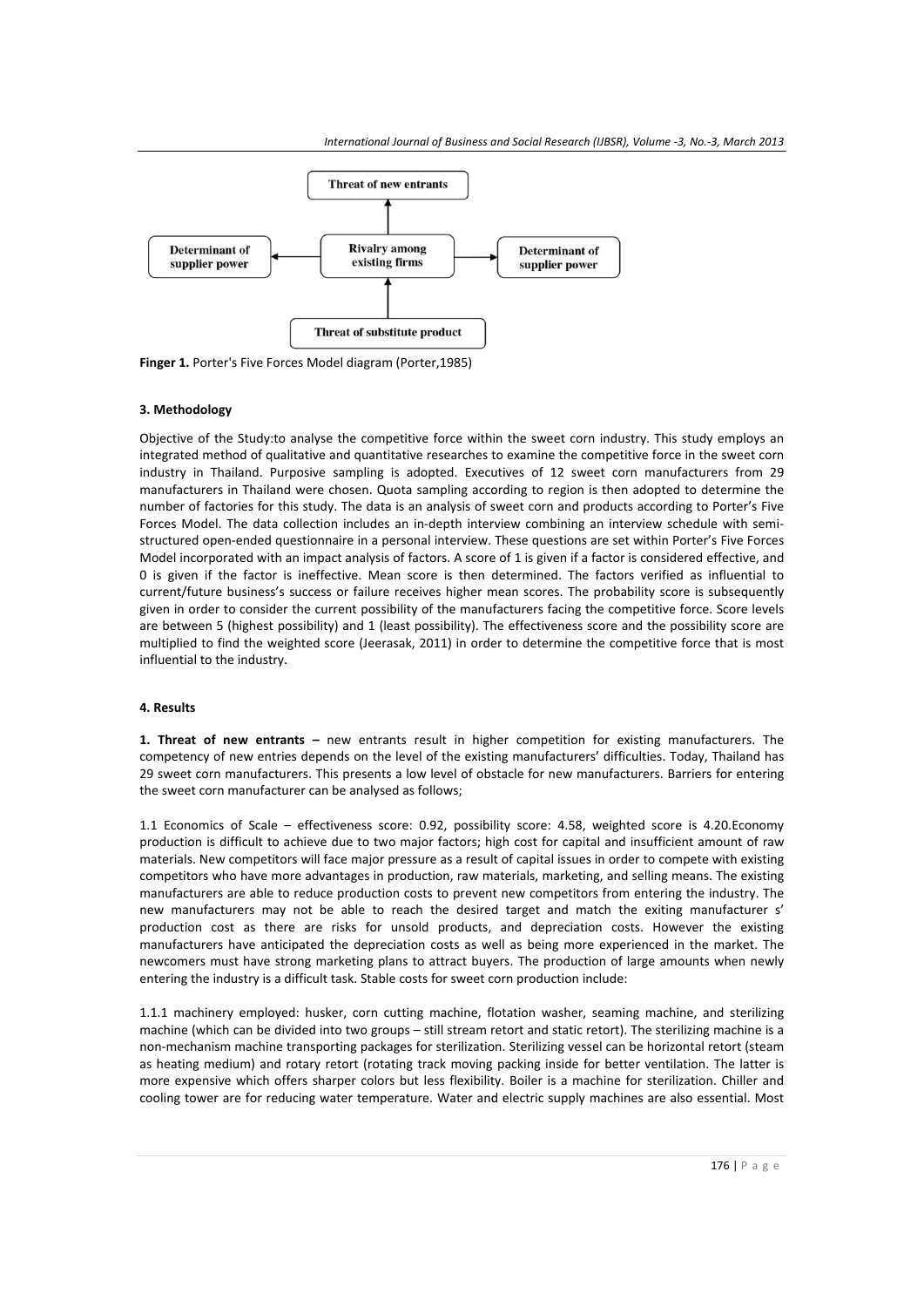Threat of new entrants

Determinant of supplier power

Rivalry among existing firms

Determinant of supplier power

Threat of substitute product

**Finger 1.** Porter's Five Forces Model diagram (Porter,1985)

### 3. Methodology

Objective of the Study:to analyse the competitive force within the sweet corn industry. This study employs an integrated method of qualitative and quantitative researches to examine the competitive force in the sweet corn industry in Thailand. Purposive sampling is adopted. Executives of 12 sweet corn manufacturers from 29 manufacturers in Thailand were chosen. Quota sampling according to region is then adopted to determine the number of factories for this study. The data is an analysis of sweet corn and products according to Porter's Five Forces Model. The data collection includes an in-depth interview combining an interview schedule with semi-structured open-ended questionnaire in a personal interview. These questions are set within Porter's Five Forces Model incorporated with an impact analysis of factors. A score of 1 is given if a factor is considered effective, and 0 is given if the factor is ineffective. Mean score is then determined. The factors verified as influential to current/future business's success or failure receives higher mean scores. The probability score is subsequently given in order to consider the current possibility of the manufacturers facing the competitive force. Score levels are between 5 (highest possibility) and 1 (least possibility). The effectiveness score and the possibility score are multiplied to find the weighted score (Jeerasak, 2011) in order to determine the competitive force that is most influential to the industry.

### 4. Results

**1. Threat of new entrants –** new entrants result in higher competition for existing manufacturers. The competency of new entries depends on the level of the existing manufacturers' difficulties. Today, Thailand has 29 sweet corn manufacturers. This presents a low level of obstacle for new manufacturers. Barriers for entering the sweet corn manufacturer can be analysed as follows;

1.1 Economics of Scale – effectiveness score: 0.92, possibility score: 4.58, weighted score is 4.20.Economy production is difficult to achieve due to two major factors; high cost for capital and insufficient amount of raw materials. New competitors will face major pressure as a result of capital issues in order to compete with existing competitors who have more advantages in production, raw materials, marketing, and selling means. The existing manufacturers are able to reduce production costs to prevent new competitors from entering the industry. The new manufacturers may not be able to reach the desired target and match the exiting manufacturer s' production cost as there are risks for unsold products, and depreciation costs. However the existing manufacturers have anticipated the depreciation costs as well as being more experienced in the market. The newcomers must have strong marketing plans to attract buyers. The production of large amounts when newly entering the industry is a difficult task. Stable costs for sweet corn production include:

1.1.1 machinery employed: husker, corn cutting machine, flotation washer, seaming machine, and sterilizing machine (which can be divided into two groups – still stream retort and static retort). The sterilizing machine is a non-mechanism machine transporting packages for sterilization. Sterilizing vessel can be horizontal retort (steam as heating medium) and rotary retort (rotating track moving packing inside for better ventilation. The latter is more expensive which offers sharper colors but less flexibility. Boiler is a machine for sterilization. Chiller and cooling tower are for reducing water temperature. Water and electric supply machines are also essential. Most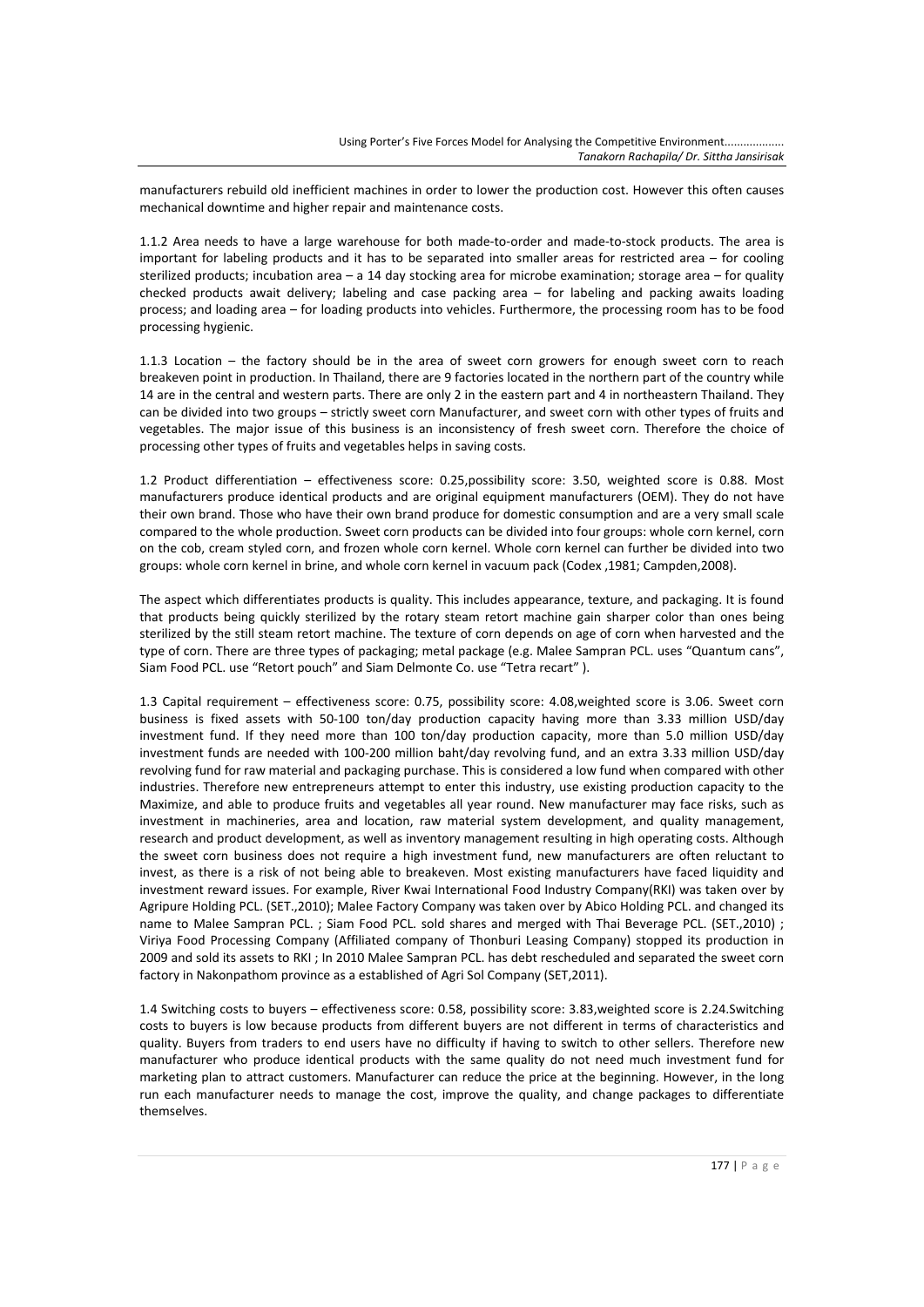manufacturers rebuild old inefficient machines in order to lower the production cost. However this often causes mechanical downtime and higher repair and maintenance costs.

1.1.2 Area needs to have a large warehouse for both made-to-order and made-to-stock products. The area is important for labeling products and it has to be separated into smaller areas for restricted area – for cooling sterilized products; incubation area – a 14 day stocking area for microbe examination; storage area – for quality checked products await delivery; labeling and case packing area – for labeling and packing awaits loading process; and loading area – for loading products into vehicles. Furthermore, the processing room has to be food processing hygienic.

1.1.3 Location – the factory should be in the area of sweet corn growers for enough sweet corn to reach breakeven point in production. In Thailand, there are 9 factories located in the northern part of the country while 14 are in the central and western parts. There are only 2 in the eastern part and 4 in northeastern Thailand. They can be divided into two groups – strictly sweet corn Manufacturer, and sweet corn with other types of fruits and vegetables. The major issue of this business is an inconsistency of fresh sweet corn. Therefore the choice of processing other types of fruits and vegetables helps in saving costs.

1.2 Product differentiation – effectiveness score: 0.25,possibility score: 3.50, weighted score is 0.88. Most manufacturers produce identical products and are original equipment manufacturers (OEM). They do not have their own brand. Those who have their own brand produce for domestic consumption and are a very small scale compared to the whole production. Sweet corn products can be divided into four groups: whole corn kernel, corn on the cob, cream styled corn, and frozen whole corn kernel. Whole corn kernel can further be divided into two groups: whole corn kernel in brine, and whole corn kernel in vacuum pack (Codex ,1981; Campden,2008).

The aspect which differentiates products is quality. This includes appearance, texture, and packaging. It is found that products being quickly sterilized by the rotary steam retort machine gain sharper color than ones being sterilized by the still steam retort machine. The texture of corn depends on age of corn when harvested and the type of corn. There are three types of packaging; metal package (e.g. Malee Sampran PCL. uses "Quantum cans", Siam Food PCL. use "Retort pouch" and Siam Delmonte Co. use "Tetra recart" ).

1.3 Capital requirement – effectiveness score: 0.75, possibility score: 4.08,weighted score is 3.06. Sweet corn business is fixed assets with 50-100 ton/day production capacity having more than 3.33 million USD/day investment fund. If they need more than 100 ton/day production capacity, more than 5.0 million USD/day investment funds are needed with 100-200 million baht/day revolving fund, and an extra 3.33 million USD/day revolving fund for raw material and packaging purchase. This is considered a low fund when compared with other industries. Therefore new entrepreneurs attempt to enter this industry, use existing production capacity to the Maximize, and able to produce fruits and vegetables all year round. New manufacturer may face risks, such as investment in machineries, area and location, raw material system development, and quality management, research and product development, as well as inventory management resulting in high operating costs. Although the sweet corn business does not require a high investment fund, new manufacturers are often reluctant to invest, as there is a risk of not being able to breakeven. Most existing manufacturers have faced liquidity and investment reward issues. For example, River Kwai International Food Industry Company(RKI) was taken over by Agripure Holding PCL. (SET.,2010); Malee Factory Company was taken over by Abico Holding PCL. and changed its name to Malee Sampran PCL. ; Siam Food PCL. sold shares and merged with Thai Beverage PCL. (SET.,2010) ; Viriya Food Processing Company (Affiliated company of Thonburi Leasing Company) stopped its production in 2009 and sold its assets to RKI ; In 2010 Malee Sampran PCL. has debt rescheduled and separated the sweet corn factory in Nakonpathom province as a established of Agri Sol Company (SET,2011).

1.4 Switching costs to buyers – effectiveness score: 0.58, possibility score: 3.83,weighted score is 2.24.Switching costs to buyers is low because products from different buyers are not different in terms of characteristics and quality. Buyers from traders to end users have no difficulty if having to switch to other sellers. Therefore new manufacturer who produce identical products with the same quality do not need much investment fund for marketing plan to attract customers. Manufacturer can reduce the price at the beginning. However, in the long run each manufacturer needs to manage the cost, improve the quality, and change packages to differentiate themselves.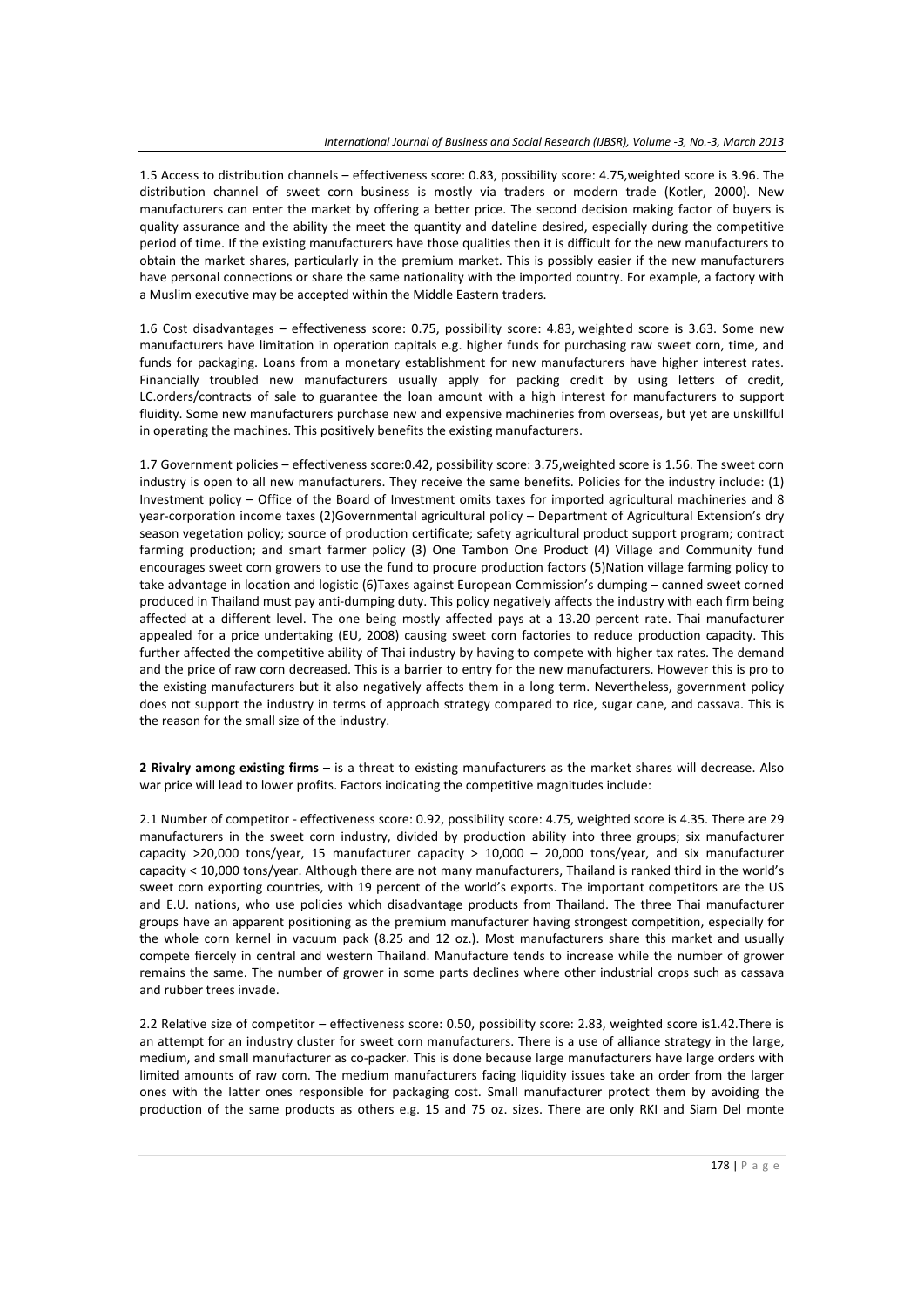1.5 Access to distribution channels – effectiveness score: 0.83, possibility score: 4.75,weighted score is 3.96. The distribution channel of sweet corn business is mostly via traders or modern trade (Kotler, 2000). New manufacturers can enter the market by offering a better price. The second decision making factor of buyers is quality assurance and the ability the meet the quantity and dateline desired, especially during the competitive period of time. If the existing manufacturers have those qualities then it is difficult for the new manufacturers to obtain the market shares, particularly in the premium market. This is possibly easier if the new manufacturers have personal connections or share the same nationality with the imported country. For example, a factory with a Muslim executive may be accepted within the Middle Eastern traders.

1.6 Cost disadvantages – effectiveness score: 0.75, possibility score: 4.83, weighted score is 3.63. Some new manufacturers have limitation in operation capitals e.g. higher funds for purchasing raw sweet corn, time, and funds for packaging. Loans from a monetary establishment for new manufacturers have higher interest rates. Financially troubled new manufacturers usually apply for packing credit by using letters of credit, LC.orders/contracts of sale to guarantee the loan amount with a high interest for manufacturers to support fluidity. Some new manufacturers purchase new and expensive machineries from overseas, but yet are unskillful in operating the machines. This positively benefits the existing manufacturers.

1.7 Government policies – effectiveness score:0.42, possibility score: 3.75,weighted score is 1.56. The sweet corn industry is open to all new manufacturers. They receive the same benefits. Policies for the industry include: (1) Investment policy – Office of the Board of Investment omits taxes for imported agricultural machineries and 8 year-corporation income taxes (2)Governmental agricultural policy – Department of Agricultural Extension's dry season vegetation policy; source of production certificate; safety agricultural product support program; contract farming production; and smart farmer policy (3) One Tambon One Product (4) Village and Community fund encourages sweet corn growers to use the fund to procure production factors (5)Nation village farming policy to take advantage in location and logistic (6)Taxes against European Commission's dumping – canned sweet corned produced in Thailand must pay anti-dumping duty. This policy negatively affects the industry with each firm being affected at a different level. The one being mostly affected pays at a 13.20 percent rate. Thai manufacturer appealed for a price undertaking (EU, 2008) causing sweet corn factories to reduce production capacity. This further affected the competitive ability of Thai industry by having to compete with higher tax rates. The demand and the price of raw corn decreased. This is a barrier to entry for the new manufacturers. However this is pro to the existing manufacturers but it also negatively affects them in a long term. Nevertheless, government policy does not support the industry in terms of approach strategy compared to rice, sugar cane, and cassava. This is the reason for the small size of the industry.

**2 Rivalry among existing firms** – is a threat to existing manufacturers as the market shares will decrease. Also war price will lead to lower profits. Factors indicating the competitive magnitudes include:

2.1 Number of competitor - effectiveness score: 0.92, possibility score: 4.75, weighted score is 4.35. There are 29 manufacturers in the sweet corn industry, divided by production ability into three groups; six manufacturer capacity >20,000 tons/year, 15 manufacturer capacity > 10,000 – 20,000 tons/year, and six manufacturer capacity < 10,000 tons/year. Although there are not many manufacturers, Thailand is ranked third in the world's sweet corn exporting countries, with 19 percent of the world's exports. The important competitors are the US and E.U. nations, who use policies which disadvantage products from Thailand. The three Thai manufacturer groups have an apparent positioning as the premium manufacturer having strongest competition, especially for the whole corn kernel in vacuum pack (8.25 and 12 oz.). Most manufacturers share this market and usually compete fiercely in central and western Thailand. Manufacture tends to increase while the number of grower remains the same. The number of grower in some parts declines where other industrial crops such as cassava and rubber trees invade.

2.2 Relative size of competitor – effectiveness score: 0.50, possibility score: 2.83, weighted score is1.42.There is an attempt for an industry cluster for sweet corn manufacturers. There is a use of alliance strategy in the large, medium, and small manufacturer as co-packer. This is done because large manufacturers have large orders with limited amounts of raw corn. The medium manufacturers facing liquidity issues take an order from the larger ones with the latter ones responsible for packaging cost. Small manufacturer protect them by avoiding the production of the same products as others e.g. 15 and 75 oz. sizes. There are only RKI and Siam Del monte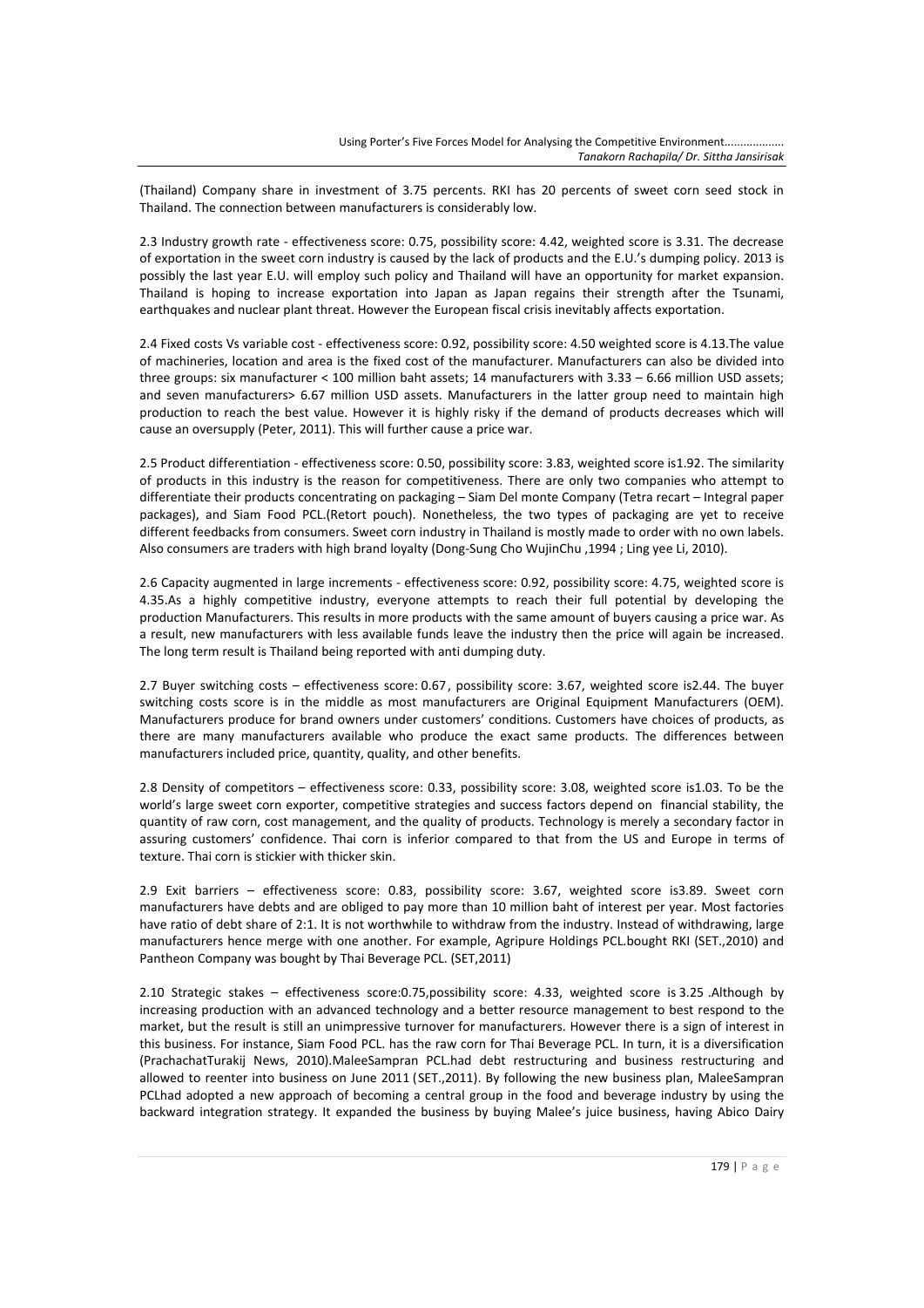(Thailand) Company share in investment of 3.75 percents. RKI has 20 percents of sweet corn seed stock in Thailand. The connection between manufacturers is considerably low.

2.3 Industry growth rate - effectiveness score: 0.75, possibility score: 4.42, weighted score is 3.31. The decrease of exportation in the sweet corn industry is caused by the lack of products and the E.U.'s dumping policy. 2013 is possibly the last year E.U. will employ such policy and Thailand will have an opportunity for market expansion. Thailand is hoping to increase exportation into Japan as Japan regains their strength after the Tsunami, earthquakes and nuclear plant threat. However the European fiscal crisis inevitably affects exportation.

2.4 Fixed costs Vs variable cost - effectiveness score: 0.92, possibility score: 4.50 weighted score is 4.13.The value of machineries, location and area is the fixed cost of the manufacturer. Manufacturers can also be divided into three groups: six manufacturer < 100 million baht assets; 14 manufacturers with 3.33 – 6.66 million USD assets; and seven manufacturers> 6.67 million USD assets. Manufacturers in the latter group need to maintain high production to reach the best value. However it is highly risky if the demand of products decreases which will cause an oversupply (Peter, 2011). This will further cause a price war.

2.5 Product differentiation - effectiveness score: 0.50, possibility score: 3.83, weighted score is1.92. The similarity of products in this industry is the reason for competitiveness. There are only two companies who attempt to differentiate their products concentrating on packaging – Siam Del monte Company (Tetra recart – Integral paper packages), and Siam Food PCL.(Retort pouch). Nonetheless, the two types of packaging are yet to receive different feedbacks from consumers. Sweet corn industry in Thailand is mostly made to order with no own labels. Also consumers are traders with high brand loyalty (Dong-Sung Cho WujinChu ,1994 ; Ling yee Li, 2010).

2.6 Capacity augmented in large increments - effectiveness score: 0.92, possibility score: 4.75, weighted score is 4.35.As a highly competitive industry, everyone attempts to reach their full potential by developing the production Manufacturers. This results in more products with the same amount of buyers causing a price war. As a result, new manufacturers with less available funds leave the industry then the price will again be increased. The long term result is Thailand being reported with anti dumping duty.

2.7 Buyer switching costs – effectiveness score: 0.67 , possibility score: 3.67, weighted score is2.44. The buyer switching costs score is in the middle as most manufacturers are Original Equipment Manufacturers (OEM). Manufacturers produce for brand owners under customers' conditions. Customers have choices of products, as there are many manufacturers available who produce the exact same products. The differences between manufacturers included price, quantity, quality, and other benefits.

2.8 Density of competitors – effectiveness score: 0.33, possibility score: 3.08, weighted score is1.03. To be the world's large sweet corn exporter, competitive strategies and success factors depend on financial stability, the quantity of raw corn, cost management, and the quality of products. Technology is merely a secondary factor in assuring customers' confidence. Thai corn is inferior compared to that from the US and Europe in terms of texture. Thai corn is stickier with thicker skin.

2.9 Exit barriers – effectiveness score: 0.83, possibility score: 3.67, weighted score is3.89. Sweet corn manufacturers have debts and are obliged to pay more than 10 million baht of interest per year. Most factories have ratio of debt share of 2:1. It is not worthwhile to withdraw from the industry. Instead of withdrawing, large manufacturers hence merge with one another. For example, Agripure Holdings PCL.bought RKI (SET.,2010) and Pantheon Company was bought by Thai Beverage PCL. (SET,2011)

2.10 Strategic stakes – effectiveness score:0.75,possibility score: 4.33, weighted score is 3.25 .Although by increasing production with an advanced technology and a better resource management to best respond to the market, but the result is still an unimpressive turnover for manufacturers. However there is a sign of interest in this business. For instance, Siam Food PCL. has the raw corn for Thai Beverage PCL. In turn, it is a diversification (PrachachatTurakij News, 2010).MaleeSampran PCL.had debt restructuring and business restructuring and allowed to reenter into business on June 2011 (SET.,2011). By following the new business plan, MaleeSampran PCLhad adopted a new approach of becoming a central group in the food and beverage industry by using the backward integration strategy. It expanded the business by buying Malee's juice business, having Abico Dairy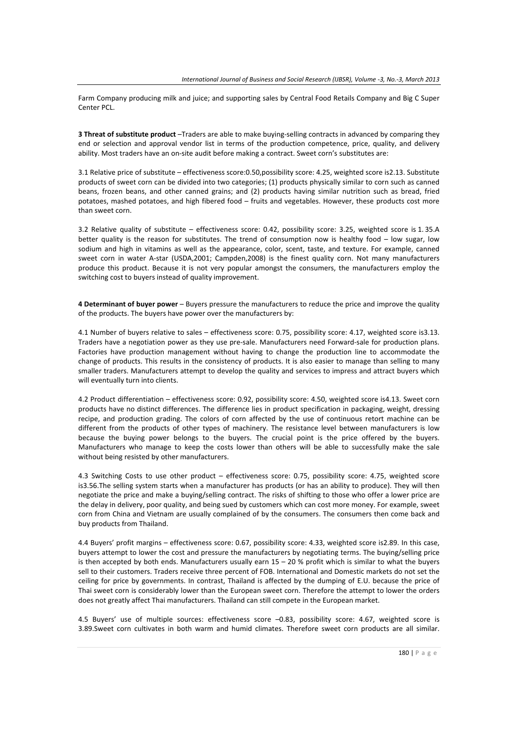Farm Company producing milk and juice; and supporting sales by Central Food Retails Company and Big C Super Center PCL.

**3 Threat of substitute product** –Traders are able to make buying-selling contracts in advanced by comparing they end or selection and approval vendor list in terms of the production competence, price, quality, and delivery ability. Most traders have an on-site audit before making a contract. Sweet corn's substitutes are:

3.1 Relative price of substitute – effectiveness score:0.50,possibility score: 4.25, weighted score is2.13. Substitute products of sweet corn can be divided into two categories; (1) products physically similar to corn such as canned beans, frozen beans, and other canned grains; and (2) products having similar nutrition such as bread, fried potatoes, mashed potatoes, and high fibered food – fruits and vegetables. However, these products cost more than sweet corn.

3.2 Relative quality of substitute – effectiveness score: 0.42, possibility score: 3.25, weighted score is 1. 35.A better quality is the reason for substitutes. The trend of consumption now is healthy food – low sugar, low sodium and high in vitamins as well as the appearance, color, scent, taste, and texture. For example, canned sweet corn in water A-star (USDA,2001; Campden,2008) is the finest quality corn. Not many manufacturers produce this product. Because it is not very popular amongst the consumers, the manufacturers employ the switching cost to buyers instead of quality improvement.

**4 Determinant of buyer power** – Buyers pressure the manufacturers to reduce the price and improve the quality of the products. The buyers have power over the manufacturers by:

4.1 Number of buyers relative to sales – effectiveness score: 0.75, possibility score: 4.17, weighted score is3.13. Traders have a negotiation power as they use pre-sale. Manufacturers need Forward-sale for production plans. Factories have production management without having to change the production line to accommodate the change of products. This results in the consistency of products. It is also easier to manage than selling to many smaller traders. Manufacturers attempt to develop the quality and services to impress and attract buyers which will eventually turn into clients.

4.2 Product differentiation – effectiveness score: 0.92, possibility score: 4.50, weighted score is4.13. Sweet corn products have no distinct differences. The difference lies in product specification in packaging, weight, dressing recipe, and production grading. The colors of corn affected by the use of continuous retort machine can be different from the products of other types of machinery. The resistance level between manufacturers is low because the buying power belongs to the buyers. The crucial point is the price offered by the buyers. Manufacturers who manage to keep the costs lower than others will be able to successfully make the sale without being resisted by other manufacturers.

4.3 Switching Costs to use other product – effectiveness score: 0.75, possibility score: 4.75, weighted score is3.56.The selling system starts when a manufacturer has products (or has an ability to produce). They will then negotiate the price and make a buying/selling contract. The risks of shifting to those who offer a lower price are the delay in delivery, poor quality, and being sued by customers which can cost more money. For example, sweet corn from China and Vietnam are usually complained of by the consumers. The consumers then come back and buy products from Thailand.

4.4 Buyers' profit margins – effectiveness score: 0.67, possibility score: 4.33, weighted score is2.89. In this case, buyers attempt to lower the cost and pressure the manufacturers by negotiating terms. The buying/selling price is then accepted by both ends. Manufacturers usually earn 15 – 20 % profit which is similar to what the buyers sell to their customers. Traders receive three percent of FOB. International and Domestic markets do not set the ceiling for price by governments. In contrast, Thailand is affected by the dumping of E.U. because the price of Thai sweet corn is considerably lower than the European sweet corn. Therefore the attempt to lower the orders does not greatly affect Thai manufacturers. Thailand can still compete in the European market.

4.5 Buyers' use of multiple sources: effectiveness score –0.83, possibility score: 4.67, weighted score is 3.89.Sweet corn cultivates in both warm and humid climates. Therefore sweet corn products are all similar.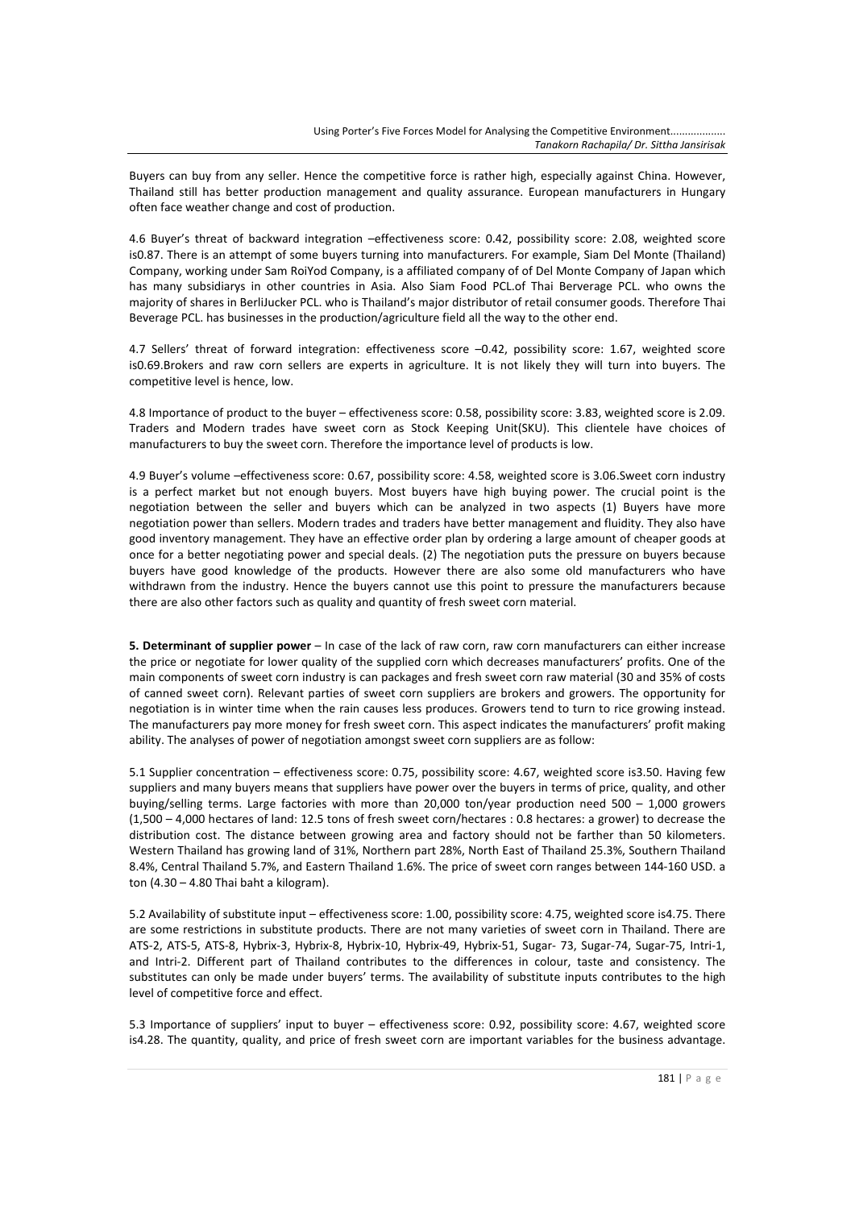Buyers can buy from any seller. Hence the competitive force is rather high, especially against China. However, Thailand still has better production management and quality assurance. European manufacturers in Hungary often face weather change and cost of production.

4.6 Buyer's threat of backward integration –effectiveness score: 0.42, possibility score: 2.08, weighted score is0.87. There is an attempt of some buyers turning into manufacturers. For example, Siam Del Monte (Thailand) Company, working under Sam RoiYod Company, is a affiliated company of of Del Monte Company of Japan which has many subsidiarys in other countries in Asia. Also Siam Food PCL.of Thai Berverage PCL. who owns the majority of shares in BerliJucker PCL. who is Thailand's major distributor of retail consumer goods. Therefore Thai Beverage PCL. has businesses in the production/agriculture field all the way to the other end.

4.7 Sellers' threat of forward integration: effectiveness score –0.42, possibility score: 1.67, weighted score is0.69.Brokers and raw corn sellers are experts in agriculture. It is not likely they will turn into buyers. The competitive level is hence, low.

4.8 Importance of product to the buyer – effectiveness score: 0.58, possibility score: 3.83, weighted score is 2.09. Traders and Modern trades have sweet corn as Stock Keeping Unit(SKU). This clientele have choices of manufacturers to buy the sweet corn. Therefore the importance level of products is low.

4.9 Buyer's volume –effectiveness score: 0.67, possibility score: 4.58, weighted score is 3.06.Sweet corn industry is a perfect market but not enough buyers. Most buyers have high buying power. The crucial point is the negotiation between the seller and buyers which can be analyzed in two aspects (1) Buyers have more negotiation power than sellers. Modern trades and traders have better management and fluidity. They also have good inventory management. They have an effective order plan by ordering a large amount of cheaper goods at once for a better negotiating power and special deals. (2) The negotiation puts the pressure on buyers because buyers have good knowledge of the products. However there are also some old manufacturers who have withdrawn from the industry. Hence the buyers cannot use this point to pressure the manufacturers because there are also other factors such as quality and quantity of fresh sweet corn material.

**5. Determinant of supplier power** – In case of the lack of raw corn, raw corn manufacturers can either increase the price or negotiate for lower quality of the supplied corn which decreases manufacturers' profits. One of the main components of sweet corn industry is can packages and fresh sweet corn raw material (30 and 35% of costs of canned sweet corn). Relevant parties of sweet corn suppliers are brokers and growers. The opportunity for negotiation is in winter time when the rain causes less produces. Growers tend to turn to rice growing instead. The manufacturers pay more money for fresh sweet corn. This aspect indicates the manufacturers' profit making ability. The analyses of power of negotiation amongst sweet corn suppliers are as follow:

5.1 Supplier concentration – effectiveness score: 0.75, possibility score: 4.67, weighted score is3.50. Having few suppliers and many buyers means that suppliers have power over the buyers in terms of price, quality, and other buying/selling terms. Large factories with more than 20,000 ton/year production need 500 – 1,000 growers (1,500 – 4,000 hectares of land: 12.5 tons of fresh sweet corn/hectares : 0.8 hectares: a grower) to decrease the distribution cost. The distance between growing area and factory should not be farther than 50 kilometers. Western Thailand has growing land of 31%, Northern part 28%, North East of Thailand 25.3%, Southern Thailand 8.4%, Central Thailand 5.7%, and Eastern Thailand 1.6%. The price of sweet corn ranges between 144-160 USD. a ton (4.30 – 4.80 Thai baht a kilogram).

5.2 Availability of substitute input – effectiveness score: 1.00, possibility score: 4.75, weighted score is4.75. There are some restrictions in substitute products. There are not many varieties of sweet corn in Thailand. There are ATS-2, ATS-5, ATS-8, Hybrix-3, Hybrix-8, Hybrix-10, Hybrix-49, Hybrix-51, Sugar- 73, Sugar-74, Sugar-75, Intri-1, and Intri-2. Different part of Thailand contributes to the differences in colour, taste and consistency. The substitutes can only be made under buyers' terms. The availability of substitute inputs contributes to the high level of competitive force and effect.

5.3 Importance of suppliers' input to buyer – effectiveness score: 0.92, possibility score: 4.67, weighted score is4.28. The quantity, quality, and price of fresh sweet corn are important variables for the business advantage.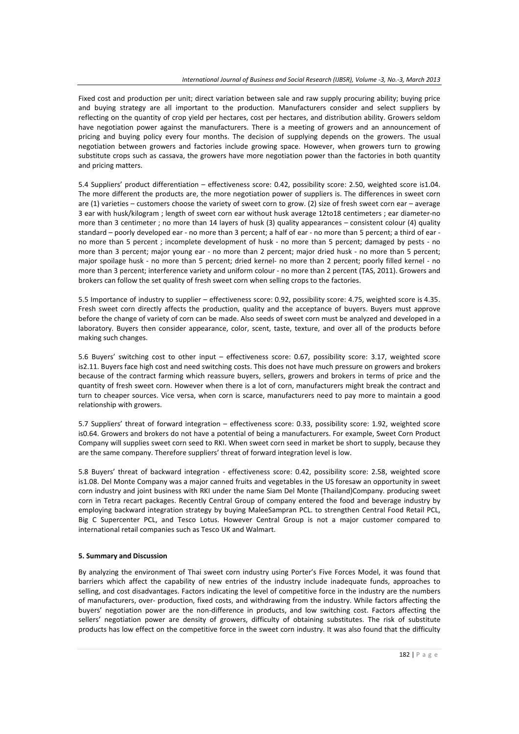Fixed cost and production per unit; direct variation between sale and raw supply procuring ability; buying price and buying strategy are all important to the production. Manufacturers consider and select suppliers by reflecting on the quantity of crop yield per hectares, cost per hectares, and distribution ability. Growers seldom have negotiation power against the manufacturers. There is a meeting of growers and an announcement of pricing and buying policy every four months. The decision of supplying depends on the growers. The usual negotiation between growers and factories include growing space. However, when growers turn to growing substitute crops such as cassava, the growers have more negotiation power than the factories in both quantity and pricing matters.

5.4 Suppliers' product differentiation – effectiveness score: 0.42, possibility score: 2.50, weighted score is1.04. The more different the products are, the more negotiation power of suppliers is. The differences in sweet corn are (1) varieties – customers choose the variety of sweet corn to grow. (2) size of fresh sweet corn ear – average 3 ear with husk/kilogram ; length of sweet corn ear without husk average 12to18 centimeters ; ear diameter-no more than 3 centimeter ; no more than 14 layers of husk (3) quality appearances – consistent colour (4) quality standard – poorly developed ear - no more than 3 percent; a half of ear - no more than 5 percent; a third of ear - no more than 5 percent ; incomplete development of husk - no more than 5 percent; damaged by pests - no more than 3 percent; major young ear - no more than 2 percent; major dried husk - no more than 5 percent; major spoilage husk - no more than 5 percent; dried kernel- no more than 2 percent; poorly filled kernel - no more than 3 percent; interference variety and uniform colour - no more than 2 percent (TAS, 2011). Growers and brokers can follow the set quality of fresh sweet corn when selling crops to the factories.

5.5 Importance of industry to supplier – effectiveness score: 0.92, possibility score: 4.75, weighted score is 4.35. Fresh sweet corn directly affects the production, quality and the acceptance of buyers. Buyers must approve before the change of variety of corn can be made. Also seeds of sweet corn must be analyzed and developed in a laboratory. Buyers then consider appearance, color, scent, taste, texture, and over all of the products before making such changes.

5.6 Buyers' switching cost to other input – effectiveness score: 0.67, possibility score: 3.17, weighted score is2.11. Buyers face high cost and need switching costs. This does not have much pressure on growers and brokers because of the contract farming which reassure buyers, sellers, growers and brokers in terms of price and the quantity of fresh sweet corn. However when there is a lot of corn, manufacturers might break the contract and turn to cheaper sources. Vice versa, when corn is scarce, manufacturers need to pay more to maintain a good relationship with growers.

5.7 Suppliers' threat of forward integration – effectiveness score: 0.33, possibility score: 1.92, weighted score is0.64. Growers and brokers do not have a potential of being a manufacturers. For example, Sweet Corn Product Company will supplies sweet corn seed to RKI. When sweet corn seed in market be short to supply, because they are the same company. Therefore suppliers' threat of forward integration level is low.

5.8 Buyers' threat of backward integration - effectiveness score: 0.42, possibility score: 2.58, weighted score is1.08. Del Monte Company was a major canned fruits and vegetables in the US foresaw an opportunity in sweet corn industry and joint business with RKI under the name Siam Del Monte (Thailand)Company. producing sweet corn in Tetra recart packages. Recently Central Group of company entered the food and beverage industry by employing backward integration strategy by buying MaleeSampran PCL. to strengthen Central Food Retail PCL, Big C Supercenter PCL, and Tesco Lotus. However Central Group is not a major customer compared to international retail companies such as Tesco UK and Walmart.

**5. Summary and Discussion**

By analyzing the environment of Thai sweet corn industry using Porter's Five Forces Model, it was found that barriers which affect the capability of new entries of the industry include inadequate funds, approaches to selling, and cost disadvantages. Factors indicating the level of competitive force in the industry are the numbers of manufacturers, over- production, fixed costs, and withdrawing from the industry. While factors affecting the buyers' negotiation power are the non-difference in products, and low switching cost. Factors affecting the sellers' negotiation power are density of growers, difficulty of obtaining substitutes. The risk of substitute products has low effect on the competitive force in the sweet corn industry. It was also found that the difficulty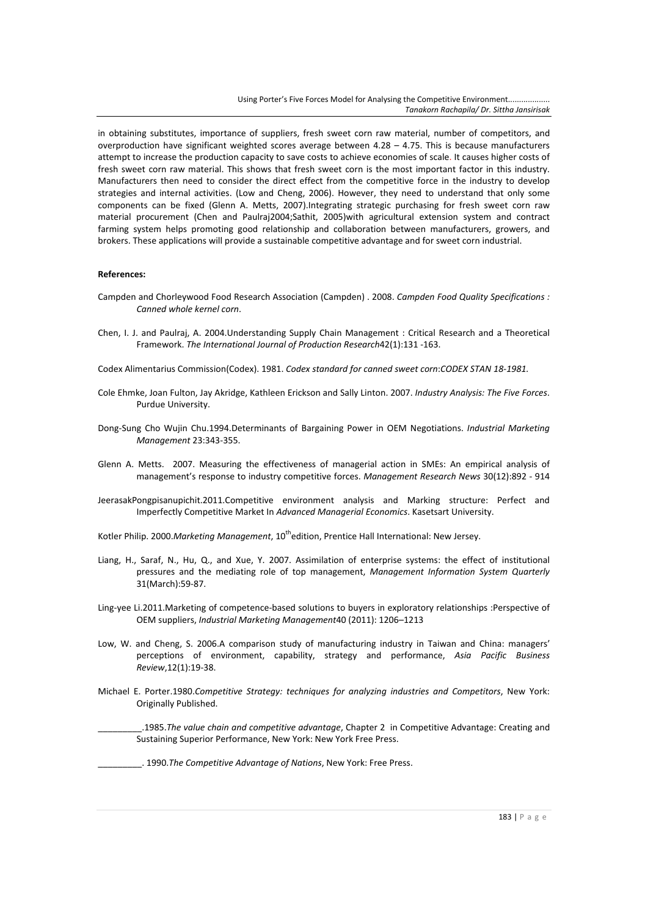in obtaining substitutes, importance of suppliers, fresh sweet corn raw material, number of competitors, and overproduction have significant weighted scores average between 4.28 – 4.75. This is because manufacturers attempt to increase the production capacity to save costs to achieve economies of scale. It causes higher costs of fresh sweet corn raw material. This shows that fresh sweet corn is the most important factor in this industry. Manufacturers then need to consider the direct effect from the competitive force in the industry to develop strategies and internal activities. (Low and Cheng, 2006). However, they need to understand that only some components can be fixed (Glenn A. Metts, 2007).Integrating strategic purchasing for fresh sweet corn raw material procurement (Chen and Paulraj2004;Sathit, 2005)with agricultural extension system and contract farming system helps promoting good relationship and collaboration between manufacturers, growers, and brokers. These applications will provide a sustainable competitive advantage and for sweet corn industrial.

**References:**

Campden and Chorleywood Food Research Association (Campden) . 2008. *Campden Food Quality Specifications : Canned whole kernel corn*.

Chen, I. J. and Paulraj, A. 2004.Understanding Supply Chain Management : Critical Research and a Theoretical Framework. *The International Journal of Production Research*42(1):131 -163.

Codex Alimentarius Commission(Codex). 1981. *Codex standard for canned sweet corn:CODEX STAN 18-1981.*

Cole Ehmke, Joan Fulton, Jay Akridge, Kathleen Erickson and Sally Linton. 2007. *Industry Analysis: The Five Forces*. Purdue University.

Dong-Sung Cho Wujin Chu.1994.Determinants of Bargaining Power in OEM Negotiations. *Industrial Marketing Management* 23:343-355.

Glenn A. Metts. 2007. Measuring the effectiveness of managerial action in SMEs: An empirical analysis of management's response to industry competitive forces. *Management Research News* 30(12):892 - 914

JeerasakPongpisanupichit.2011.Competitive environment analysis and Marking structure: Perfect and Imperfectly Competitive Market In *Advanced Managerial Economics*. Kasetsart University.

Kotler Philip. 2000.*Marketing Management*, 10th edition, Prentice Hall International: New Jersey.

Liang, H., Saraf, N., Hu, Q., and Xue, Y. 2007. Assimilation of enterprise systems: the effect of institutional pressures and the mediating role of top management, *Management Information System Quarterly* 31(March):59-87.

Ling-yee Li.2011.Marketing of competence-based solutions to buyers in exploratory relationships :Perspective of OEM suppliers, *Industrial Marketing Management*40 (2011): 1206–1213

Low, W. and Cheng, S. 2006.A comparison study of manufacturing industry in Taiwan and China: managers' perceptions of environment, capability, strategy and performance, *Asia Pacific Business Review*,12(1):19-38.

Michael E. Porter.1980.*Competitive Strategy: techniques for analyzing industries and Competitors*, New York: Originally Published.

_________.1985.*The value chain and competitive advantage*, Chapter 2 in Competitive Advantage: Creating and Sustaining Superior Performance, New York: New York Free Press.

_________. 1990.*The Competitive Advantage of Nations*, New York: Free Press.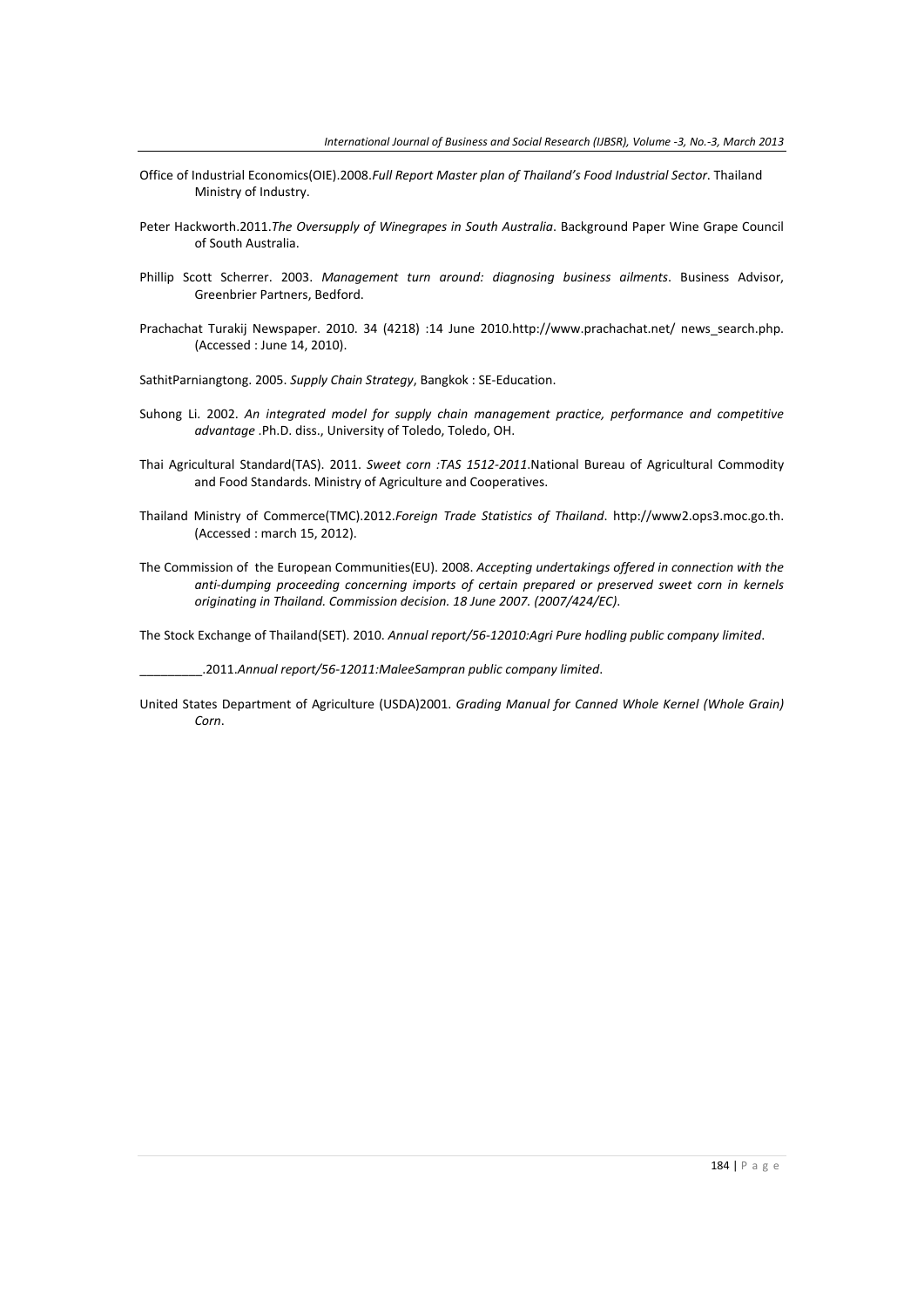Office of Industrial Economics(OIE).2008.*Full Report Master plan of Thailand's Food Industrial Sector*. Thailand Ministry of Industry.

Peter Hackworth.2011.*The Oversupply of Winegrapes in South Australia*. Background Paper Wine Grape Council of South Australia.

Phillip Scott Scherrer. 2003. *Management turn around: diagnosing business ailments*. Business Advisor, Greenbrier Partners, Bedford.

Prachachat Turakij Newspaper. 2010. 34 (4218) :14 June 2010.http://www.prachachat.net/ news_search.php. (Accessed : June 14, 2010).

SathitParniangtong. 2005. *Supply Chain Strategy*, Bangkok : SE-Education.

Suhong Li. 2002. *An integrated model for supply chain management practice, performance and competitive advantage* .Ph.D. diss., University of Toledo, Toledo, OH.

Thai Agricultural Standard(TAS). 2011. *Sweet corn :TAS 1512-2011*.National Bureau of Agricultural Commodity and Food Standards. Ministry of Agriculture and Cooperatives.

Thailand Ministry of Commerce(TMC).2012.*Foreign Trade Statistics of Thailand*. http://www2.ops3.moc.go.th. (Accessed : march 15, 2012).

The Commission of the European Communities(EU). 2008. *Accepting undertakings offered in connection with the anti-dumping proceeding concerning imports of certain prepared or preserved sweet corn in kernels originating in Thailand. Commission decision. 18 June 2007. (2007/424/EC)*.

The Stock Exchange of Thailand(SET). 2010. *Annual report/56-12010:Agri Pure hodling public company limited*.

_________.2011.*Annual report/56-12011:MaleeSampran public company limited*.

United States Department of Agriculture (USDA)2001. *Grading Manual for Canned Whole Kernel (Whole Grain) Corn*.